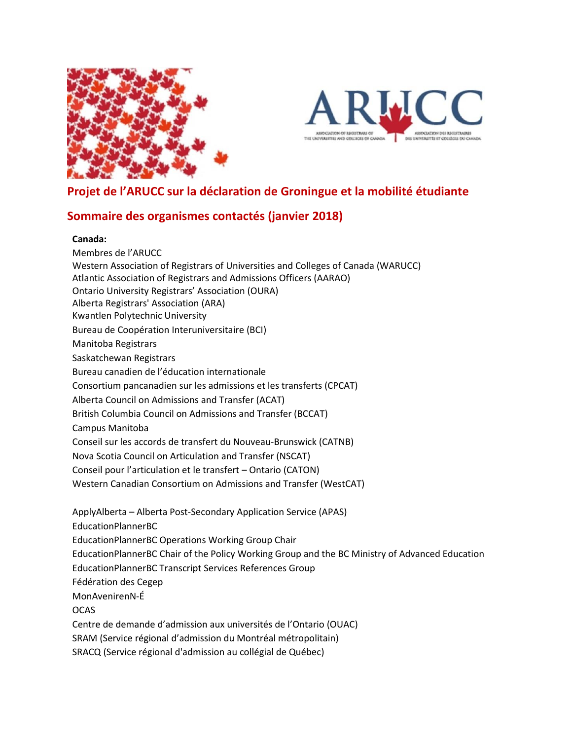## Projet de l'ARUCC sur la déclaration de Groningue et la mobilité étudiante

## Sommaire des organismes contactés (janvier 2018)

**Canada:**

Membres de l'ARUCC
Western Association of Registrars of Universities and Colleges of Canada (WARUCC)
Atlantic Association of Registrars and Admissions Officers (AARAO)
Ontario University Registrars' Association (OURA)
Alberta Registrars' Association (ARA)
Kwantlen Polytechnic University
Bureau de Coopération Interuniversitaire (BCI)
Manitoba Registrars
Saskatchewan Registrars
Bureau canadien de l'éducation internationale
Consortium pancanadien sur les admissions et les transferts (CPCAT)
Alberta Council on Admissions and Transfer (ACAT)
British Columbia Council on Admissions and Transfer (BCCAT)
Campus Manitoba
Conseil sur les accords de transfert du Nouveau-Brunswick (CATNB)
Nova Scotia Council on Articulation and Transfer (NSCAT)
Conseil pour l'articulation et le transfert – Ontario (CATON)
Western Canadian Consortium on Admissions and Transfer (WestCAT)

ApplyAlberta – Alberta Post-Secondary Application Service (APAS)
EducationPlannerBC
EducationPlannerBC Operations Working Group Chair
EducationPlannerBC Chair of the Policy Working Group and the BC Ministry of Advanced Education
EducationPlannerBC Transcript Services References Group
Fédération des Cegep
MonAvenirenN-É
OCAS
Centre de demande d'admission aux universités de l'Ontario (OUAC)
SRAM (Service régional d'admission du Montréal métropolitain)
SRACQ (Service régional d'admission au collégial de Québec)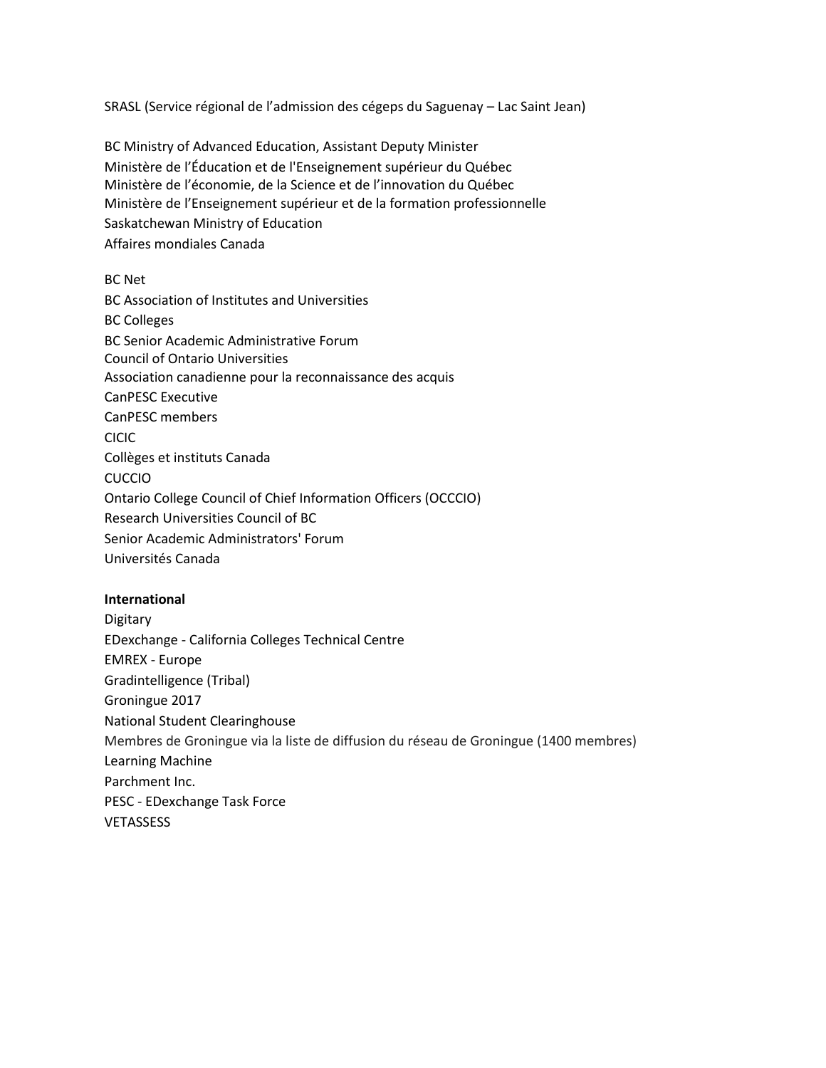SRASL (Service régional de l'admission des cégeps du Saguenay – Lac Saint Jean)

BC Ministry of Advanced Education, Assistant Deputy Minister
Ministère de l'Éducation et de l'Enseignement supérieur du Québec
Ministère de l'économie, de la Science et de l'innovation du Québec
Ministère de l'Enseignement supérieur et de la formation professionnelle
Saskatchewan Ministry of Education
Affaires mondiales Canada

BC Net
BC Association of Institutes and Universities
BC Colleges
BC Senior Academic Administrative Forum
Council of Ontario Universities
Association canadienne pour la reconnaissance des acquis
CanPESC Executive
CanPESC members
CICIC
Collèges et instituts Canada
CUCCIO
Ontario College Council of Chief Information Officers (OCCCIO)
Research Universities Council of BC
Senior Academic Administrators' Forum
Universités Canada

**International**
Digitary
EDexchange - California Colleges Technical Centre
EMREX - Europe
Gradintelligence (Tribal)
Groningue 2017
National Student Clearinghouse
Membres de Groningue via la liste de diffusion du réseau de Groningue (1400 membres)
Learning Machine
Parchment Inc.
PESC - EDexchange Task Force
VETASSESS